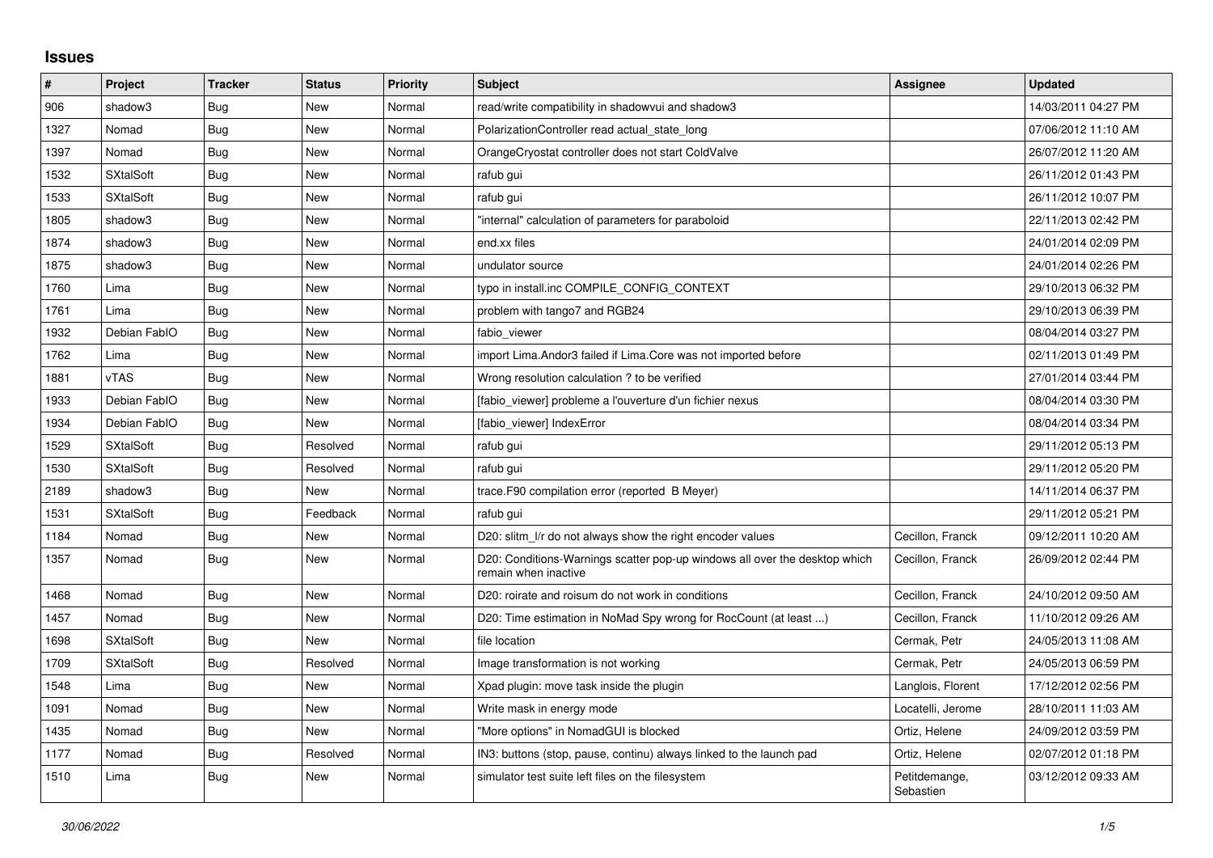## Issues

| # | Project | Tracker | Status | Priority | Subject | Assignee | Updated |
|---|---|---|---|---|---|---|---|
| 906 | shadow3 | Bug | New | Normal | read/write compatibility in shadowvui and shadow3 | | 14/03/2011 04:27 PM |
| 1327 | Nomad | Bug | New | Normal | PolarizationController read actual_state_long | | 07/06/2012 11:10 AM |
| 1397 | Nomad | Bug | New | Normal | OrangeCryostat controller does not start ColdValve | | 26/07/2012 11:20 AM |
| 1532 | SXtalSoft | Bug | New | Normal | rafub gui | | 26/11/2012 01:43 PM |
| 1533 | SXtalSoft | Bug | New | Normal | rafub gui | | 26/11/2012 10:07 PM |
| 1805 | shadow3 | Bug | New | Normal | "internal" calculation of parameters for paraboloid | | 22/11/2013 02:42 PM |
| 1874 | shadow3 | Bug | New | Normal | end.xx files | | 24/01/2014 02:09 PM |
| 1875 | shadow3 | Bug | New | Normal | undulator source | | 24/01/2014 02:26 PM |
| 1760 | Lima | Bug | New | Normal | typo in install.inc COMPILE_CONFIG_CONTEXT | | 29/10/2013 06:32 PM |
| 1761 | Lima | Bug | New | Normal | problem with tango7 and RGB24 | | 29/10/2013 06:39 PM |
| 1932 | Debian FabIO | Bug | New | Normal | fabio_viewer | | 08/04/2014 03:27 PM |
| 1762 | Lima | Bug | New | Normal | import Lima.Andor3 failed if Lima.Core was not imported before | | 02/11/2013 01:49 PM |
| 1881 | vTAS | Bug | New | Normal | Wrong resolution calculation ? to be verified | | 27/01/2014 03:44 PM |
| 1933 | Debian FabIO | Bug | New | Normal | [fabio_viewer] probleme a l'ouverture d'un fichier nexus | | 08/04/2014 03:30 PM |
| 1934 | Debian FabIO | Bug | New | Normal | [fabio_viewer] IndexError | | 08/04/2014 03:34 PM |
| 1529 | SXtalSoft | Bug | Resolved | Normal | rafub gui | | 29/11/2012 05:13 PM |
| 1530 | SXtalSoft | Bug | Resolved | Normal | rafub gui | | 29/11/2012 05:20 PM |
| 2189 | shadow3 | Bug | New | Normal | trace.F90 compilation error (reported B Meyer) | | 14/11/2014 06:37 PM |
| 1531 | SXtalSoft | Bug | Feedback | Normal | rafub gui | | 29/11/2012 05:21 PM |
| 1184 | Nomad | Bug | New | Normal | D20: slitm_l/r do not always show the right encoder values | Cecillon, Franck | 09/12/2011 10:20 AM |
| 1357 | Nomad | Bug | New | Normal | D20: Conditions-Warnings scatter pop-up windows all over the desktop which remain when inactive | Cecillon, Franck | 26/09/2012 02:44 PM |
| 1468 | Nomad | Bug | New | Normal | D20: roirate and roisum do not work in conditions | Cecillon, Franck | 24/10/2012 09:50 AM |
| 1457 | Nomad | Bug | New | Normal | D20: Time estimation in NoMad Spy wrong for RocCount (at least ...) | Cecillon, Franck | 11/10/2012 09:26 AM |
| 1698 | SXtalSoft | Bug | New | Normal | file location | Cermak, Petr | 24/05/2013 11:08 AM |
| 1709 | SXtalSoft | Bug | Resolved | Normal | Image transformation is not working | Cermak, Petr | 24/05/2013 06:59 PM |
| 1548 | Lima | Bug | New | Normal | Xpad plugin: move task inside the plugin | Langlois, Florent | 17/12/2012 02:56 PM |
| 1091 | Nomad | Bug | New | Normal | Write mask in energy mode | Locatelli, Jerome | 28/10/2011 11:03 AM |
| 1435 | Nomad | Bug | New | Normal | "More options" in NomadGUI is blocked | Ortiz, Helene | 24/09/2012 03:59 PM |
| 1177 | Nomad | Bug | Resolved | Normal | IN3: buttons (stop, pause, continu) always linked to the launch pad | Ortiz, Helene | 02/07/2012 01:18 PM |
| 1510 | Lima | Bug | New | Normal | simulator test suite left files on the filesystem | Petitdemange, Sebastien | 03/12/2012 09:33 AM |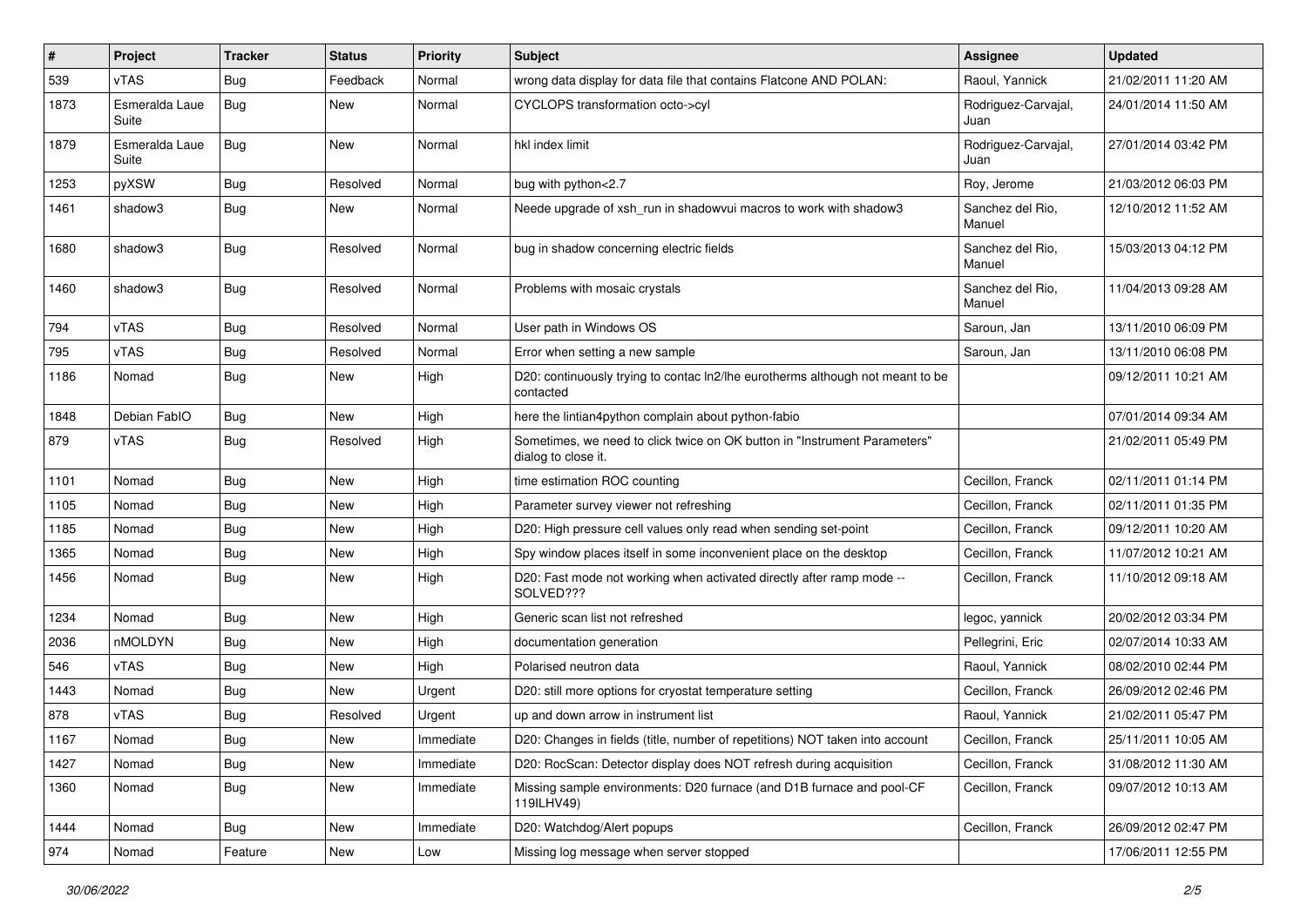| # | Project | Tracker | Status | Priority | Subject | Assignee | Updated |
|---|---|---|---|---|---|---|---|
| 539 | vTAS | Bug | Feedback | Normal | wrong data display for data file that contains Flatcone AND POLAN: | Raoul, Yannick | 21/02/2011 11:20 AM |
| 1873 | Esmeralda Laue Suite | Bug | New | Normal | CYCLOPS transformation octo->cyl | Rodriguez-Carvajal, Juan | 24/01/2014 11:50 AM |
| 1879 | Esmeralda Laue Suite | Bug | New | Normal | hkl index limit | Rodriguez-Carvajal, Juan | 27/01/2014 03:42 PM |
| 1253 | pyXSW | Bug | Resolved | Normal | bug with python<2.7 | Roy, Jerome | 21/03/2012 06:03 PM |
| 1461 | shadow3 | Bug | New | Normal | Neede upgrade of xsh_run in shadowvui macros to work with shadow3 | Sanchez del Rio, Manuel | 12/10/2012 11:52 AM |
| 1680 | shadow3 | Bug | Resolved | Normal | bug in shadow concerning electric fields | Sanchez del Rio, Manuel | 15/03/2013 04:12 PM |
| 1460 | shadow3 | Bug | Resolved | Normal | Problems with mosaic crystals | Sanchez del Rio, Manuel | 11/04/2013 09:28 AM |
| 794 | vTAS | Bug | Resolved | Normal | User path in Windows OS | Saroun, Jan | 13/11/2010 06:09 PM |
| 795 | vTAS | Bug | Resolved | Normal | Error when setting a new sample | Saroun, Jan | 13/11/2010 06:08 PM |
| 1186 | Nomad | Bug | New | High | D20: continuously trying to contac ln2/lhe eurotherms although not meant to be contacted | | 09/12/2011 10:21 AM |
| 1848 | Debian FabIO | Bug | New | High | here the lintian4python complain about python-fabio | | 07/01/2014 09:34 AM |
| 879 | vTAS | Bug | Resolved | High | Sometimes, we need to click twice on OK button in "Instrument Parameters" dialog to close it. | | 21/02/2011 05:49 PM |
| 1101 | Nomad | Bug | New | High | time estimation ROC counting | Cecillon, Franck | 02/11/2011 01:14 PM |
| 1105 | Nomad | Bug | New | High | Parameter survey viewer not refreshing | Cecillon, Franck | 02/11/2011 01:35 PM |
| 1185 | Nomad | Bug | New | High | D20: High pressure cell values only read when sending set-point | Cecillon, Franck | 09/12/2011 10:20 AM |
| 1365 | Nomad | Bug | New | High | Spy window places itself in some inconvenient place on the desktop | Cecillon, Franck | 11/07/2012 10:21 AM |
| 1456 | Nomad | Bug | New | High | D20: Fast mode not working when activated directly after ramp mode -- SOLVED??? | Cecillon, Franck | 11/10/2012 09:18 AM |
| 1234 | Nomad | Bug | New | High | Generic scan list not refreshed | legoc, yannick | 20/02/2012 03:34 PM |
| 2036 | nMOLDYN | Bug | New | High | documentation generation | Pellegrini, Eric | 02/07/2014 10:33 AM |
| 546 | vTAS | Bug | New | High | Polarised neutron data | Raoul, Yannick | 08/02/2010 02:44 PM |
| 1443 | Nomad | Bug | New | Urgent | D20: still more options for cryostat temperature setting | Cecillon, Franck | 26/09/2012 02:46 PM |
| 878 | vTAS | Bug | Resolved | Urgent | up and down arrow in instrument list | Raoul, Yannick | 21/02/2011 05:47 PM |
| 1167 | Nomad | Bug | New | Immediate | D20: Changes in fields (title, number of repetitions) NOT taken into account | Cecillon, Franck | 25/11/2011 10:05 AM |
| 1427 | Nomad | Bug | New | Immediate | D20: RocScan: Detector display does NOT refresh during acquisition | Cecillon, Franck | 31/08/2012 11:30 AM |
| 1360 | Nomad | Bug | New | Immediate | Missing sample environments: D20 furnace (and D1B furnace and pool-CF 119ILHV49) | Cecillon, Franck | 09/07/2012 10:13 AM |
| 1444 | Nomad | Bug | New | Immediate | D20: Watchdog/Alert popups | Cecillon, Franck | 26/09/2012 02:47 PM |
| 974 | Nomad | Feature | New | Low | Missing log message when server stopped | | 17/06/2011 12:55 PM |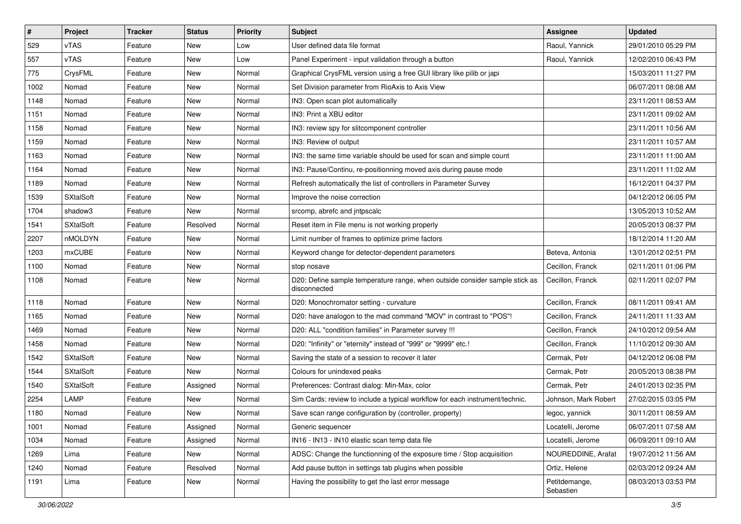| # | Project | Tracker | Status | Priority | Subject | Assignee | Updated |
|---|---|---|---|---|---|---|---|
| 529 | vTAS | Feature | New | Low | User defined data file format | Raoul, Yannick | 29/01/2010 05:29 PM |
| 557 | vTAS | Feature | New | Low | Panel Experiment - input validation through a button | Raoul, Yannick | 12/02/2010 06:43 PM |
| 775 | CrysFML | Feature | New | Normal | Graphical CrysFML version using a free GUI library like pilib or japi | | 15/03/2011 11:27 PM |
| 1002 | Nomad | Feature | New | Normal | Set Division parameter from RioAxis to Axis View | | 06/07/2011 08:08 AM |
| 1148 | Nomad | Feature | New | Normal | IN3: Open scan plot automatically | | 23/11/2011 08:53 AM |
| 1151 | Nomad | Feature | New | Normal | IN3: Print a XBU editor | | 23/11/2011 09:02 AM |
| 1158 | Nomad | Feature | New | Normal | IN3: review spy for slitcomponent controller | | 23/11/2011 10:56 AM |
| 1159 | Nomad | Feature | New | Normal | IN3: Review of output | | 23/11/2011 10:57 AM |
| 1163 | Nomad | Feature | New | Normal | IN3: the same time variable should be used for scan and simple count | | 23/11/2011 11:00 AM |
| 1164 | Nomad | Feature | New | Normal | IN3: Pause/Continu, re-positionning moved axis during pause mode | | 23/11/2011 11:02 AM |
| 1189 | Nomad | Feature | New | Normal | Refresh automatically the list of controllers in Parameter Survey | | 16/12/2011 04:37 PM |
| 1539 | SXtalSoft | Feature | New | Normal | Improve the noise correction | | 04/12/2012 06:05 PM |
| 1704 | shadow3 | Feature | New | Normal | srcomp, abrefc and jntpscalc | | 13/05/2013 10:52 AM |
| 1541 | SXtalSoft | Feature | Resolved | Normal | Reset item in File menu is not working properly | | 20/05/2013 08:37 PM |
| 2207 | nMOLDYN | Feature | New | Normal | Limit number of frames to optimize prime factors | | 18/12/2014 11:20 AM |
| 1203 | mxCUBE | Feature | New | Normal | Keyword change for detector-dependent parameters | Beteva, Antonia | 13/01/2012 02:51 PM |
| 1100 | Nomad | Feature | New | Normal | stop nosave | Cecillon, Franck | 02/11/2011 01:06 PM |
| 1108 | Nomad | Feature | New | Normal | D20: Define sample temperature range, when outside consider sample stick as disconnected | Cecillon, Franck | 02/11/2011 02:07 PM |
| 1118 | Nomad | Feature | New | Normal | D20: Monochromator setting - curvature | Cecillon, Franck | 08/11/2011 09:41 AM |
| 1165 | Nomad | Feature | New | Normal | D20: have analogon to the mad command "MOV" in contrast to "POS"! | Cecillon, Franck | 24/11/2011 11:33 AM |
| 1469 | Nomad | Feature | New | Normal | D20: ALL "condition families" in Parameter survey !!! | Cecillon, Franck | 24/10/2012 09:54 AM |
| 1458 | Nomad | Feature | New | Normal | D20: "Infinity" or "eternity" instead of "999" or "9999" etc.! | Cecillon, Franck | 11/10/2012 09:30 AM |
| 1542 | SXtalSoft | Feature | New | Normal | Saving the state of a session to recover it later | Cermak, Petr | 04/12/2012 06:08 PM |
| 1544 | SXtalSoft | Feature | New | Normal | Colours for unindexed peaks | Cermak, Petr | 20/05/2013 08:38 PM |
| 1540 | SXtalSoft | Feature | Assigned | Normal | Preferences: Contrast dialog: Min-Max, color | Cermak, Petr | 24/01/2013 02:35 PM |
| 2254 | LAMP | Feature | New | Normal | Sim Cards: review to include a typical workflow for each instrument/technic. | Johnson, Mark Robert | 27/02/2015 03:05 PM |
| 1180 | Nomad | Feature | New | Normal | Save scan range configuration by (controller, property) | legoc, yannick | 30/11/2011 08:59 AM |
| 1001 | Nomad | Feature | Assigned | Normal | Generic sequencer | Locatelli, Jerome | 06/07/2011 07:58 AM |
| 1034 | Nomad | Feature | Assigned | Normal | IN16 - IN13 - IN10 elastic scan temp data file | Locatelli, Jerome | 06/09/2011 09:10 AM |
| 1269 | Lima | Feature | New | Normal | ADSC: Change the functionning of the exposure time / Stop acquisition | NOUREDDINE, Arafat | 19/07/2012 11:56 AM |
| 1240 | Nomad | Feature | Resolved | Normal | Add pause button in settings tab plugins when possible | Ortiz, Helene | 02/03/2012 09:24 AM |
| 1191 | Lima | Feature | New | Normal | Having the possibility to get the last error message | Petitdemange, Sebastien | 08/03/2013 03:53 PM |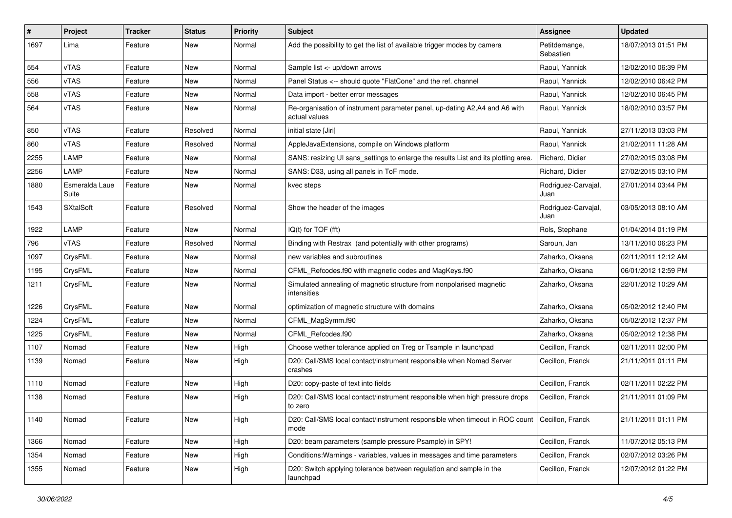| # | Project | Tracker | Status | Priority | Subject | Assignee | Updated |
|---|---|---|---|---|---|---|---|
| 1697 | Lima | Feature | New | Normal | Add the possibility to get the list of available trigger modes by camera | Petitdemange, Sebastien | 18/07/2013 01:51 PM |
| 554 | vTAS | Feature | New | Normal | Sample list <- up/down arrows | Raoul, Yannick | 12/02/2010 06:39 PM |
| 556 | vTAS | Feature | New | Normal | Panel Status <-- should quote "FlatCone" and the ref. channel | Raoul, Yannick | 12/02/2010 06:42 PM |
| 558 | vTAS | Feature | New | Normal | Data import - better error messages | Raoul, Yannick | 12/02/2010 06:45 PM |
| 564 | vTAS | Feature | New | Normal | Re-organisation of instrument parameter panel, up-dating A2,A4 and A6 with actual values | Raoul, Yannick | 18/02/2010 03:57 PM |
| 850 | vTAS | Feature | Resolved | Normal | initial state [Jiri] | Raoul, Yannick | 27/11/2013 03:03 PM |
| 860 | vTAS | Feature | Resolved | Normal | AppleJavaExtensions, compile on Windows platform | Raoul, Yannick | 21/02/2011 11:28 AM |
| 2255 | LAMP | Feature | New | Normal | SANS: resizing UI sans_settings to enlarge the results List and its plotting area. | Richard, Didier | 27/02/2015 03:08 PM |
| 2256 | LAMP | Feature | New | Normal | SANS: D33, using all panels in ToF mode. | Richard, Didier | 27/02/2015 03:10 PM |
| 1880 | Esmeralda Laue Suite | Feature | New | Normal | kvec steps | Rodriguez-Carvajal, Juan | 27/01/2014 03:44 PM |
| 1543 | SXtalSoft | Feature | Resolved | Normal | Show the header of the images | Rodriguez-Carvajal, Juan | 03/05/2013 08:10 AM |
| 1922 | LAMP | Feature | New | Normal | IQ(t) for TOF (fft) | Rols, Stephane | 01/04/2014 01:19 PM |
| 796 | vTAS | Feature | Resolved | Normal | Binding with Restrax (and potentially with other programs) | Saroun, Jan | 13/11/2010 06:23 PM |
| 1097 | CrysFML | Feature | New | Normal | new variables and subroutines | Zaharko, Oksana | 02/11/2011 12:12 AM |
| 1195 | CrysFML | Feature | New | Normal | CFML_Refcodes.f90 with magnetic codes and MagKeys.f90 | Zaharko, Oksana | 06/01/2012 12:59 PM |
| 1211 | CrysFML | Feature | New | Normal | Simulated annealing of magnetic structure from nonpolarised magnetic intensities | Zaharko, Oksana | 22/01/2012 10:29 AM |
| 1226 | CrysFML | Feature | New | Normal | optimization of magnetic structure with domains | Zaharko, Oksana | 05/02/2012 12:40 PM |
| 1224 | CrysFML | Feature | New | Normal | CFML_MagSymm.f90 | Zaharko, Oksana | 05/02/2012 12:37 PM |
| 1225 | CrysFML | Feature | New | Normal | CFML_Refcodes.f90 | Zaharko, Oksana | 05/02/2012 12:38 PM |
| 1107 | Nomad | Feature | New | High | Choose wether tolerance applied on Treg or Tsample in launchpad | Cecillon, Franck | 02/11/2011 02:00 PM |
| 1139 | Nomad | Feature | New | High | D20: Call/SMS local contact/instrument responsible when Nomad Server crashes | Cecillon, Franck | 21/11/2011 01:11 PM |
| 1110 | Nomad | Feature | New | High | D20: copy-paste of text into fields | Cecillon, Franck | 02/11/2011 02:22 PM |
| 1138 | Nomad | Feature | New | High | D20: Call/SMS local contact/instrument responsible when high pressure drops to zero | Cecillon, Franck | 21/11/2011 01:09 PM |
| 1140 | Nomad | Feature | New | High | D20: Call/SMS local contact/instrument responsible when timeout in ROC count mode | Cecillon, Franck | 21/11/2011 01:11 PM |
| 1366 | Nomad | Feature | New | High | D20: beam parameters (sample pressure Psample) in SPY! | Cecillon, Franck | 11/07/2012 05:13 PM |
| 1354 | Nomad | Feature | New | High | Conditions:Warnings - variables, values in messages and time parameters | Cecillon, Franck | 02/07/2012 03:26 PM |
| 1355 | Nomad | Feature | New | High | D20: Switch applying tolerance between regulation and sample in the launchpad | Cecillon, Franck | 12/07/2012 01:22 PM |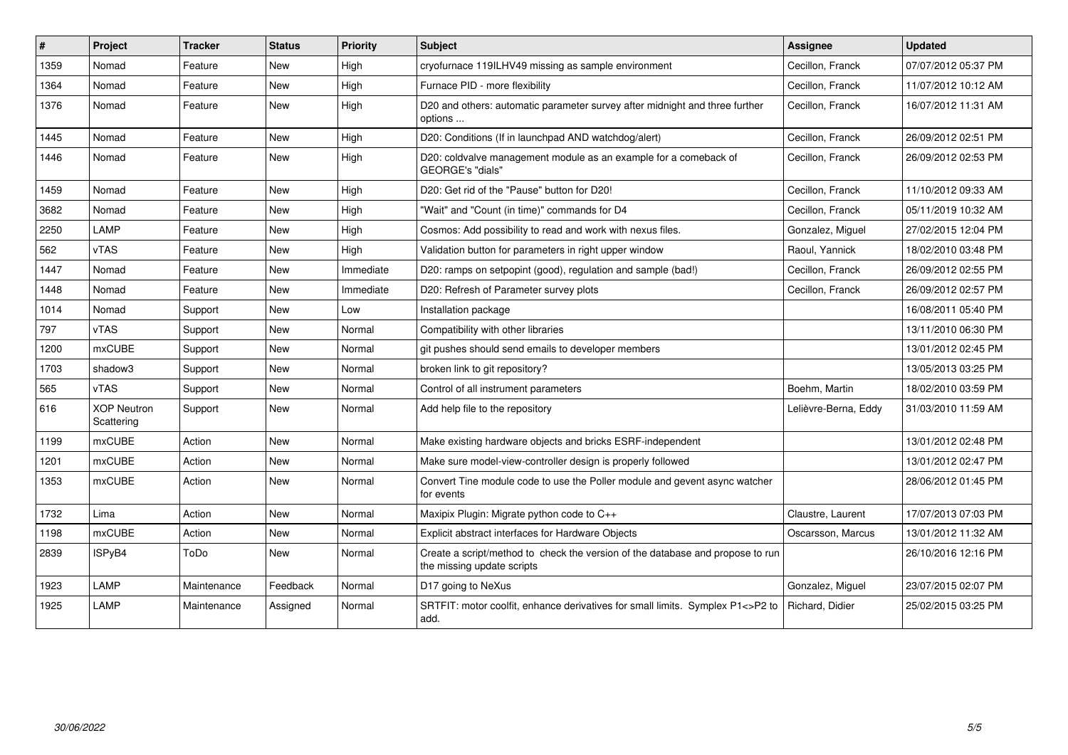| # | Project | Tracker | Status | Priority | Subject | Assignee | Updated |
|---|---|---|---|---|---|---|---|
| 1359 | Nomad | Feature | New | High | cryofurnace 119ILHV49 missing as sample environment | Cecillon, Franck | 07/07/2012 05:37 PM |
| 1364 | Nomad | Feature | New | High | Furnace PID - more flexibility | Cecillon, Franck | 11/07/2012 10:12 AM |
| 1376 | Nomad | Feature | New | High | D20 and others: automatic parameter survey after midnight and three further options ... | Cecillon, Franck | 16/07/2012 11:31 AM |
| 1445 | Nomad | Feature | New | High | D20: Conditions (If in launchpad AND watchdog/alert) | Cecillon, Franck | 26/09/2012 02:51 PM |
| 1446 | Nomad | Feature | New | High | D20: coldvalve management module as an example for a comeback of GEORGE's "dials" | Cecillon, Franck | 26/09/2012 02:53 PM |
| 1459 | Nomad | Feature | New | High | D20: Get rid of the "Pause" button for D20! | Cecillon, Franck | 11/10/2012 09:33 AM |
| 3682 | Nomad | Feature | New | High | "Wait" and "Count (in time)" commands for D4 | Cecillon, Franck | 05/11/2019 10:32 AM |
| 2250 | LAMP | Feature | New | High | Cosmos: Add possibility to read and work with nexus files. | Gonzalez, Miguel | 27/02/2015 12:04 PM |
| 562 | vTAS | Feature | New | High | Validation button for parameters in right upper window | Raoul, Yannick | 18/02/2010 03:48 PM |
| 1447 | Nomad | Feature | New | Immediate | D20: ramps on setpopint (good), regulation and sample (bad!) | Cecillon, Franck | 26/09/2012 02:55 PM |
| 1448 | Nomad | Feature | New | Immediate | D20: Refresh of Parameter survey plots | Cecillon, Franck | 26/09/2012 02:57 PM |
| 1014 | Nomad | Support | New | Low | Installation package | | 16/08/2011 05:40 PM |
| 797 | vTAS | Support | New | Normal | Compatibility with other libraries | | 13/11/2010 06:30 PM |
| 1200 | mxCUBE | Support | New | Normal | git pushes should send emails to developer members | | 13/01/2012 02:45 PM |
| 1703 | shadow3 | Support | New | Normal | broken link to git repository? | | 13/05/2013 03:25 PM |
| 565 | vTAS | Support | New | Normal | Control of all instrument parameters | Boehm, Martin | 18/02/2010 03:59 PM |
| 616 | XOP Neutron Scattering | Support | New | Normal | Add help file to the repository | Lelièvre-Berna, Eddy | 31/03/2010 11:59 AM |
| 1199 | mxCUBE | Action | New | Normal | Make existing hardware objects and bricks ESRF-independent | | 13/01/2012 02:48 PM |
| 1201 | mxCUBE | Action | New | Normal | Make sure model-view-controller design is properly followed | | 13/01/2012 02:47 PM |
| 1353 | mxCUBE | Action | New | Normal | Convert Tine module code to use the Poller module and gevent async watcher for events | | 28/06/2012 01:45 PM |
| 1732 | Lima | Action | New | Normal | Maxipix Plugin: Migrate python code to C++ | Claustre, Laurent | 17/07/2013 07:03 PM |
| 1198 | mxCUBE | Action | New | Normal | Explicit abstract interfaces for Hardware Objects | Oscarsson, Marcus | 13/01/2012 11:32 AM |
| 2839 | ISPyB4 | ToDo | New | Normal | Create a script/method to check the version of the database and propose to run the missing update scripts | | 26/10/2016 12:16 PM |
| 1923 | LAMP | Maintenance | Feedback | Normal | D17 going to NeXus | Gonzalez, Miguel | 23/07/2015 02:07 PM |
| 1925 | LAMP | Maintenance | Assigned | Normal | SRTFIT: motor coolfit, enhance derivatives for small limits. Symplex P1<>P2 to add. | Richard, Didier | 25/02/2015 03:25 PM |